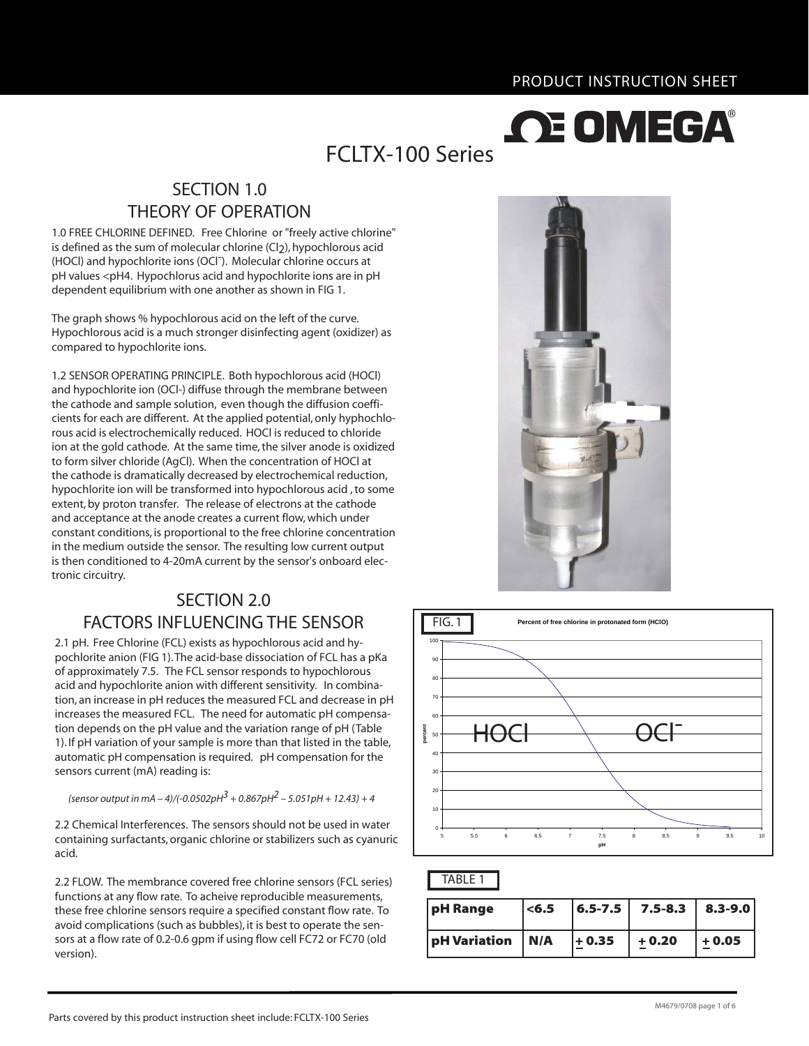PRODUCT INSTRUCTION SHEET

# FCLTX-100 Series

## SECTION 1.0 THEORY OF OPERATION

1.0 FREE CHLORINE DEFINED. Free Chlorine or "freely active chlorine" is defined as the sum of molecular chlorine ($Cl_2$), hypochlorous acid (HOCl) and hypochlorite ions ($OCl^-$). Molecular chlorine occurs at pH values <pH4. Hypochlorus acid and hypochlorite ions are in pH dependent equilibrium with one another as shown in FIG 1.

The graph shows % hypochlorous acid on the left of the curve. Hypochlorous acid is a much stronger disinfecting agent (oxidizer) as compared to hypochlorite ions.

1.2 SENSOR OPERATING PRINCIPLE. Both hypochlorous acid (HOCl) and hypochlorite ion (OCl-) diffuse through the membrane between the cathode and sample solution, even though the diffusion coefficients for each are different. At the applied potential, only hyphochlorous acid is electrochemically reduced. HOCl is reduced to chloride ion at the gold cathode. At the same time, the silver anode is oxidized to form silver chloride (AgCl). When the concentration of HOCl at the cathode is dramatically decreased by electrochemical reduction, hypochlorite ion will be transformed into hypochlorous acid , to some extent, by proton transfer. The release of electrons at the cathode and acceptance at the anode creates a current flow, which under constant conditions, is proportional to the free chlorine concentration in the medium outside the sensor. The resulting low current output is then conditioned to 4-20mA current by the sensor's onboard electronic circuitry.

## SECTION 2.0 FACTORS INFLUENCING THE SENSOR

2.1 pH. Free Chlorine (FCL) exists as hypochlorous acid and hypochlorite anion (FIG 1). The acid-base dissociation of FCL has a pKa of approximately 7.5. The FCL sensor responds to hypochlorous acid and hypochlorite anion with different sensitivity. In combination, an increase in pH reduces the measured FCL and decrease in pH increases the measured FCL. The need for automatic pH compensation depends on the pH value and the variation range of pH (Table 1). If pH variation of your sample is more than that listed in the table, automatic pH compensation is required. pH compensation for the sensors current (mA) reading is:

*(sensor output in mA – 4)/(-0.0502pH$^3$ + 0.867pH$^2$ – 5.051pH + 12.43) + 4*

2.2 Chemical Interferences. The sensors should not be used in water containing surfactants, organic chlorine or stabilizers such as cyanuric acid.

2.2 FLOW. The membrance covered free chlorine sensors (FCL series) functions at any flow rate. To acheive reproducible measurements, these free chlorine sensors require a specified constant flow rate. To avoid complications (such as bubbles), it is best to operate the sensors at a flow rate of 0.2-0.6 gpm if using flow cell FC72 or FC70 (old version).

FIG. 1

Percent of free chlorine in protonated form (HClO)

percent: 0, 10, 20, 30, 40, 50, 60, 70, 80, 90, 100

pH: 5, 5.5, 6, 6.5, 7, 7.5, 8, 8.5, 9, 9.5, 10

HOCl

$OCl^-$

TABLE 1

| pH Range | <6.5 | 6.5-7.5 | 7.5-8.3 | 8.3-9.0 |
|---|---|---|---|---|
| pH Variation | N/A | ± 0.35 | ± 0.20 | ± 0.05 |

Parts covered by this product instruction sheet include: FCLTX-100 Series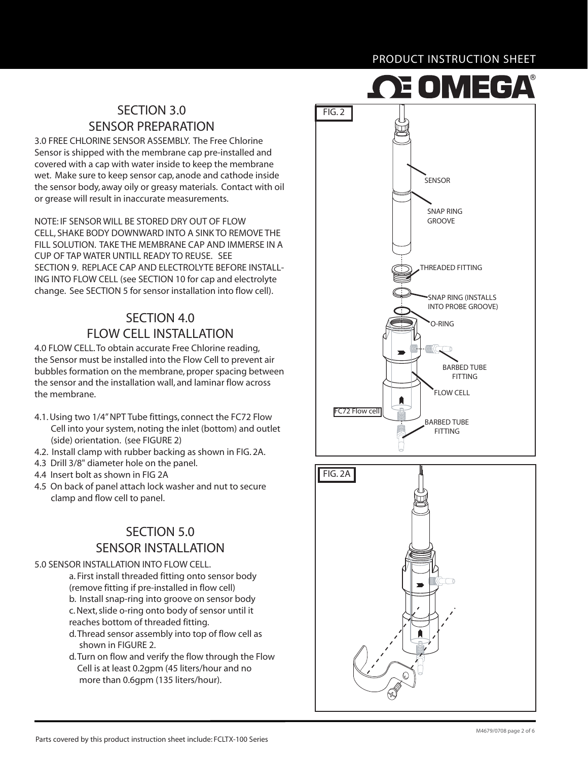## SECTION 3.0
## SENSOR PREPARATION

3.0 FREE CHLORINE SENSOR ASSEMBLY. The Free Chlorine Sensor is shipped with the membrane cap pre-installed and covered with a cap with water inside to keep the membrane wet. Make sure to keep sensor cap, anode and cathode inside the sensor body, away oily or greasy materials. Contact with oil or grease will result in inaccurate measurements.

NOTE: IF SENSOR WILL BE STORED DRY OUT OF FLOW CELL, SHAKE BODY DOWNWARD INTO A SINK TO REMOVE THE FILL SOLUTION. TAKE THE MEMBRANE CAP AND IMMERSE IN A CUP OF TAP WATER UNTILL READY TO REUSE. SEE SECTION 9. REPLACE CAP AND ELECTROLYTE BEFORE INSTALLING INTO FLOW CELL (see SECTION 10 for cap and electrolyte change. See SECTION 5 for sensor installation into flow cell).

## SECTION 4.0
## FLOW CELL INSTALLATION

4.0 FLOW CELL. To obtain accurate Free Chlorine reading, the Sensor must be installed into the Flow Cell to prevent air bubbles formation on the membrane, proper spacing between the sensor and the installation wall, and laminar flow across the membrane.

4.1. Using two 1/4" NPT Tube fittings, connect the FC72 Flow Cell into your system, noting the inlet (bottom) and outlet (side) orientation. (see FIGURE 2)
4.2. Install clamp with rubber backing as shown in FIG. 2A.
4.3 Drill 3/8" diameter hole on the panel.
4.4 Insert bolt as shown in FIG 2A
4.5 On back of panel attach lock washer and nut to secure clamp and flow cell to panel.

## SECTION 5.0
## SENSOR INSTALLATION

5.0 SENSOR INSTALLATION INTO FLOW CELL.

a. First install threaded fitting onto sensor body (remove fitting if pre-installed in flow cell)
b. Install snap-ring into groove on sensor body
c. Next, slide o-ring onto body of sensor until it reaches bottom of threaded fitting.
d. Thread sensor assembly into top of flow cell as shown in FIGURE 2.
d. Turn on flow and verify the flow through the Flow Cell is at least 0.2gpm (45 liters/hour and no more than 0.6gpm (135 liters/hour).

FIG. 2

SENSOR
SNAP RING GROOVE
THREADED FITTING
SNAP RING (INSTALLS INTO PROBE GROOVE)
O-RING
BARBED TUBE FITTING
FLOW CELL
FC72 Flow cell
BARBED TUBE FITTING

FIG. 2A

Parts covered by this product instruction sheet include: FCLTX-100 Series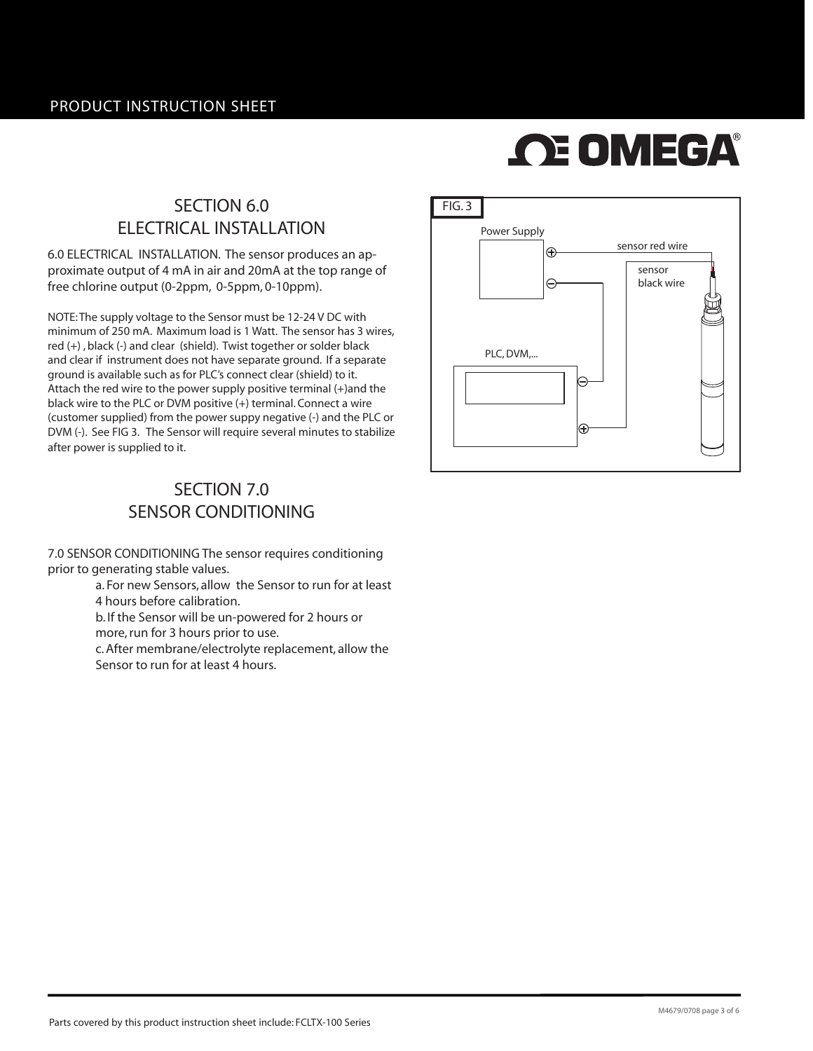PRODUCT INSTRUCTION SHEET

# SECTION 6.0
# ELECTRICAL INSTALLATION

6.0 ELECTRICAL INSTALLATION. The sensor produces an approximate output of 4 mA in air and 20mA at the top range of free chlorine output (0-2ppm, 0-5ppm, 0-10ppm).

NOTE: The supply voltage to the Sensor must be 12-24 V DC with minimum of 250 mA. Maximum load is 1 Watt. The sensor has 3 wires, red (+), black (-) and clear (shield). Twist together or solder black and clear if instrument does not have separate ground. If a separate ground is available such as for PLC's connect clear (shield) to it. Attach the red wire to the power supply positive terminal (+)and the black wire to the PLC or DVM positive (+) terminal. Connect a wire (customer supplied) from the power suppy negative (-) and the PLC or DVM (-). See FIG 3. The Sensor will require several minutes to stabilize after power is supplied to it.

FIG. 3

Power Supply

sensor red wire

sensor black wire

PLC, DVM,...

# SECTION 7.0
# SENSOR CONDITIONING

7.0 SENSOR CONDITIONING The sensor requires conditioning prior to generating stable values.

a. For new Sensors, allow the Sensor to run for at least 4 hours before calibration.

b. If the Sensor will be un-powered for 2 hours or more, run for 3 hours prior to use.

c. After membrane/electrolyte replacement, allow the Sensor to run for at least 4 hours.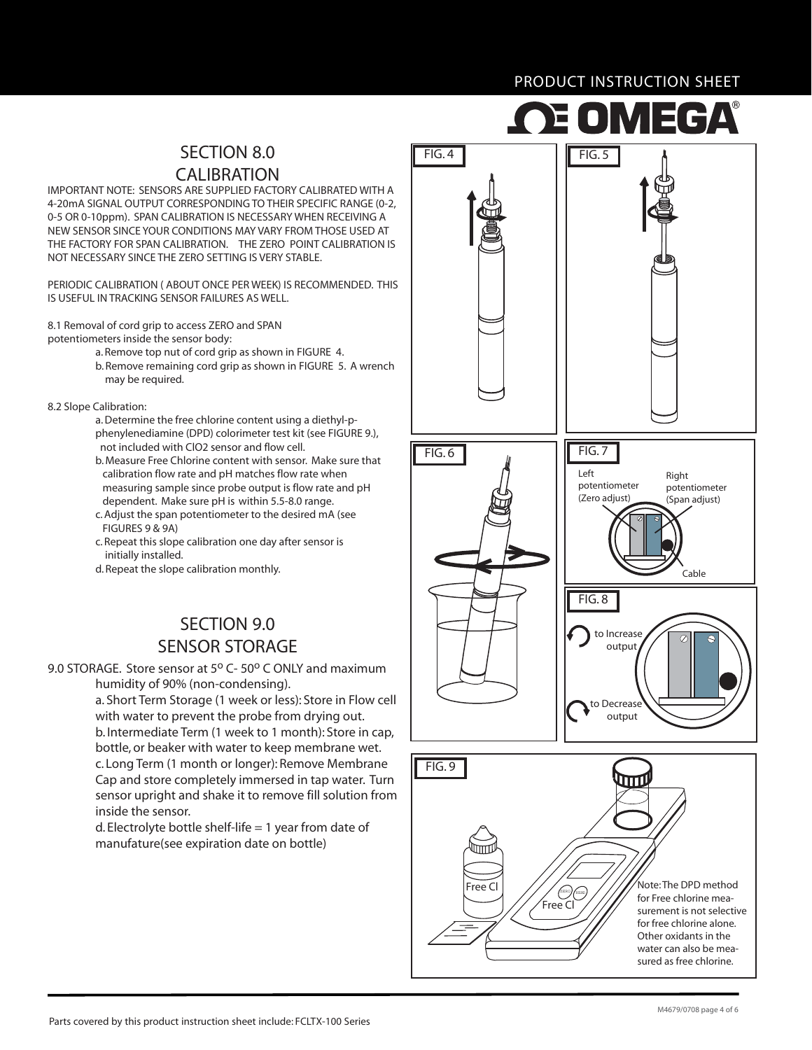# SECTION 8.0
# CALIBRATION

IMPORTANT NOTE: SENSORS ARE SUPPLIED FACTORY CALIBRATED WITH A 4-20mA SIGNAL OUTPUT CORRESPONDING TO THEIR SPECIFIC RANGE (0-2, 0-5 OR 0-10ppm). SPAN CALIBRATION IS NECESSARY WHEN RECEIVING A NEW SENSOR SINCE YOUR CONDITIONS MAY VARY FROM THOSE USED AT THE FACTORY FOR SPAN CALIBRATION. THE ZERO POINT CALIBRATION IS NOT NECESSARY SINCE THE ZERO SETTING IS VERY STABLE.

PERIODIC CALIBRATION ( ABOUT ONCE PER WEEK) IS RECOMMENDED. THIS IS USEFUL IN TRACKING SENSOR FAILURES AS WELL.

8.1 Removal of cord grip to access ZERO and SPAN potentiometers inside the sensor body:

a. Remove top nut of cord grip as shown in FIGURE 4.
b. Remove remaining cord grip as shown in FIGURE 5. A wrench may be required.

8.2 Slope Calibration:

a. Determine the free chlorine content using a diethyl-p-phenylenediamine (DPD) colorimeter test kit (see FIGURE 9.), not included with ClO2 sensor and flow cell.
b. Measure Free Chlorine content with sensor. Make sure that calibration flow rate and pH matches flow rate when measuring sample since probe output is flow rate and pH dependent. Make sure pH is within 5.5-8.0 range.
c. Adjust the span potentiometer to the desired mA (see FIGURES 9 & 9A)
c. Repeat this slope calibration one day after sensor is initially installed.
d. Repeat the slope calibration monthly.

# SECTION 9.0
# SENSOR STORAGE

9.0 STORAGE. Store sensor at 5º C- 50º C ONLY and maximum humidity of 90% (non-condensing).

a. Short Term Storage (1 week or less): Store in Flow cell with water to prevent the probe from drying out.
b. Intermediate Term (1 week to 1 month): Store in cap, bottle, or beaker with water to keep membrane wet.
c. Long Term (1 month or longer): Remove Membrane Cap and store completely immersed in tap water. Turn sensor upright and shake it to remove fill solution from inside the sensor.
d. Electrolyte bottle shelf-life = 1 year from date of manufature(see expiration date on bottle)

FIG. 4

FIG. 5

FIG. 6

FIG. 7

Left potentiometer (Zero adjust)

Right potentiometer (Span adjust)

Cable

FIG. 8

to Increase output

to Decrease output

FIG. 9

Free Cl

Free Cl

Note: The DPD method for Free chlorine measurement is not selective for free chlorine alone. Other oxidants in the water can also be measured as free chlorine.

Parts covered by this product instruction sheet include: FCLTX-100 Series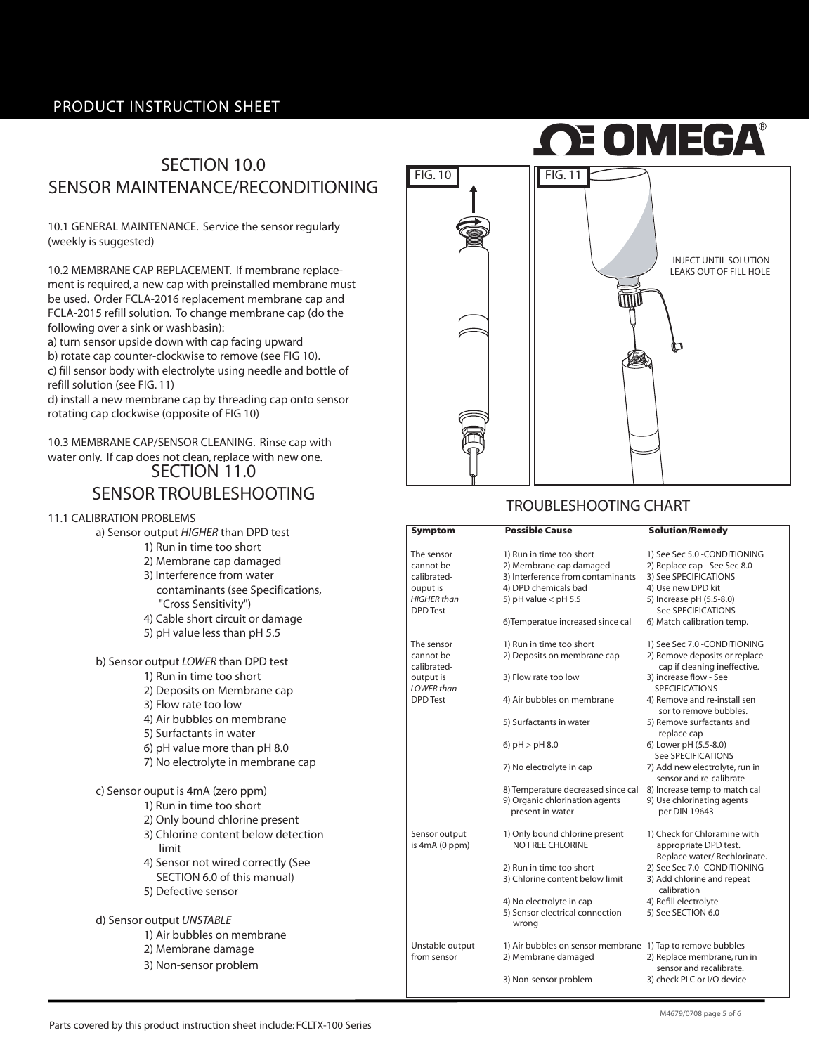PRODUCT INSTRUCTION SHEET

# SECTION 10.0
# SENSOR MAINTENANCE/RECONDITIONING

10.1 GENERAL MAINTENANCE. Service the sensor regularly (weekly is suggested)

10.2 MEMBRANE CAP REPLACEMENT. If membrane replacement is required, a new cap with preinstalled membrane must be used. Order FCLA-2016 replacement membrane cap and FCLA-2015 refill solution. To change membrane cap (do the following over a sink or washbasin):
a) turn sensor upside down with cap facing upward
b) rotate cap counter-clockwise to remove (see FIG 10).
c) fill sensor body with electrolyte using needle and bottle of refill solution (see FIG. 11)
d) install a new membrane cap by threading cap onto sensor rotating cap clockwise (opposite of FIG 10)

10.3 MEMBRANE CAP/SENSOR CLEANING. Rinse cap with water only. If cap does not clean, replace with new one.

FIG. 10

FIG. 11

INJECT UNTIL SOLUTION LEAKS OUT OF FILL HOLE

# SECTION 11.0
# SENSOR TROUBLESHOOTING

11.1 CALIBRATION PROBLEMS

a) Sensor output *HIGHER* than DPD test
1) Run in time too short
2) Membrane cap damaged
3) Interference from water contaminants (see Specifications, "Cross Sensitivity")
4) Cable short circuit or damage
5) pH value less than pH 5.5

b) Sensor output *LOWER* than DPD test
1) Run in time too short
2) Deposits on Membrane cap
3) Flow rate too low
4) Air bubbles on membrane
5) Surfactants in water
6) pH value more than pH 8.0
7) No electrolyte in membrane cap

c) Sensor ouput is 4mA (zero ppm)
1) Run in time too short
2) Only bound chlorine present
3) Chlorine content below detection limit
4) Sensor not wired correctly (See SECTION 6.0 of this manual)
5) Defective sensor

d) Sensor output *UNSTABLE*
1) Air bubbles on membrane
2) Membrane damage
3) Non-sensor problem

## TROUBLESHOOTING CHART

| Symptom | Possible Cause | Solution/Remedy |
|---|---|---|
| The sensor cannot be calibrated- ouput is *HIGHER than* DPD Test | 1) Run in time too short | 1) See Sec 5.0 -CONDITIONING |
| | 2) Membrane cap damaged | 2) Replace cap - See Sec 8.0 |
| | 3) Interference from contaminants | 3) See SPECIFICATIONS |
| | 4) DPD chemicals bad | 4) Use new DPD kit |
| | 5) pH value < pH 5.5 | 5) Increase pH (5.5-8.0) See SPECIFICATIONS |
| | 6)Temperatue increased since cal | 6) Match calibration temp. |
| The sensor cannot be calibrated- output is *LOWER than* DPD Test | 1) Run in time too short | 1) See Sec 7.0 -CONDITIONING |
| | 2) Deposits on membrane cap | 2) Remove deposits or replace cap if cleaning ineffective. |
| | 3) Flow rate too low | 3) increase flow - See SPECIFICATIONS |
| | 4) Air bubbles on membrane | 4) Remove and re-install sensor to remove bubbles. |
| | 5) Surfactants in water | 5) Remove surfactants and replace cap |
| | 6) pH > pH 8.0 | 6) Lower pH (5.5-8.0) See SPECIFICATIONS |
| | 7) No electrolyte in cap | 7) Add new electrolyte, run in sensor and re-calibrate |
| | 8) Temperature decreased since cal | 8) Increase temp to match cal |
| | 9) Organic chlorination agents present in water | 9) Use chlorinating agents per DIN 19643 |
| Sensor output is 4mA (0 ppm) | 1) Only bound chlorine present NO FREE CHLORINE | 1) Check for Chloramine with appropriate DPD test. Replace water/ Rechlorinate. |
| | 2) Run in time too short | 2) See Sec 7.0 -CONDITIONING |
| | 3) Chlorine content below limit | 3) Add chlorine and repeat calibration |
| | 4) No electrolyte in cap | 4) Refill electrolyte |
| | 5) Sensor electrical connection wrong | 5) See SECTION 6.0 |
| Unstable output from sensor | 1) Air bubbles on sensor membrane | 1) Tap to remove bubbles |
| | 2) Membrane damaged | 2) Replace membrane, run in sensor and recalibrate. |
| | 3) Non-sensor problem | 3) check PLC or I/O device |

Parts covered by this product instruction sheet include: FCLTX-100 Series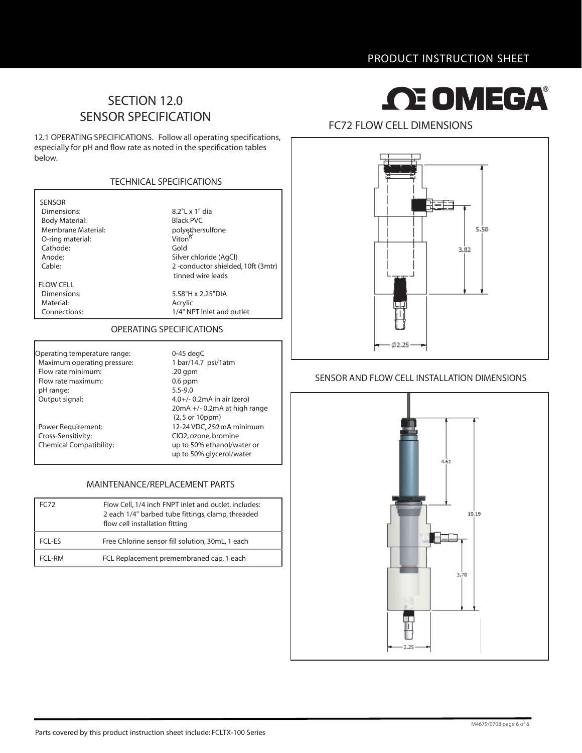PRODUCT INSTRUCTION SHEET

# SECTION 12.0 SENSOR SPECIFICATION

12.1 OPERATING SPECIFICATIONS. Follow all operating specifications, especially for pH and flow rate as noted in the specification tables below.

## TECHNICAL SPECIFICATIONS

| | |
|---|---|
| SENSOR | |
| Dimensions: | 8.2"L x 1" dia |
| Body Material: | Black PVC |
| Membrane Material: | polyethersulfone |
| O-ring material: | Viton® |
| Cathode: | Gold |
| Anode: | Silver chloride (AgCl) |
| Cable: | 2 -conductor shielded, 10ft (3mtr) tinned wire leads |
| FLOW CELL | |
| Dimensions: | 5.58"H x 2.25"DIA |
| Material: | Acrylic |
| Connections: | 1/4" NPT inlet and outlet |

## OPERATING SPECIFICATIONS

| | |
|---|---|
| Operating temperature range: | 0-45 degC |
| Maximum operating pressure: | 1 bar/14.7 psi/1atm |
| Flow rate minimum: | .20 gpm |
| Flow rate maximum: | 0.6 ppm |
| pH range: | 5.5-9.0 |
| Output signal: | 4.0+/- 0.2mA in air (zero) 20mA +/- 0.2mA at high range (2, 5 or 10ppm) |
| Power Requirement: | 12-24 VDC, *250* mA minimum |
| Cross-Sensitivity: | ClO2, ozone, bromine |
| Chemical Compatibility: | up to 50% ethanol/water or up to 50% glycerol/water |

## MAINTENANCE/REPLACEMENT PARTS

| | |
|---|---|
| FC72 | Flow Cell, 1/4 inch FNPT inlet and outlet, includes: 2 each 1/4" barbed tube fittings, clamp, threaded flow cell installation fitting |
| FCL-ES | Free Chlorine sensor fill solution, 30mL, 1 each |
| FCL-RM | FCL Replacement premembraned cap, 1 each |

## FC72 FLOW CELL DIMENSIONS

5.58

3.82

Ø2.25

## SENSOR AND FLOW CELL INSTALLATION DIMENSIONS

4.61

10.19

3.78

2.25

Parts covered by this product instruction sheet include: FCLTX-100 Series

M4679/0708